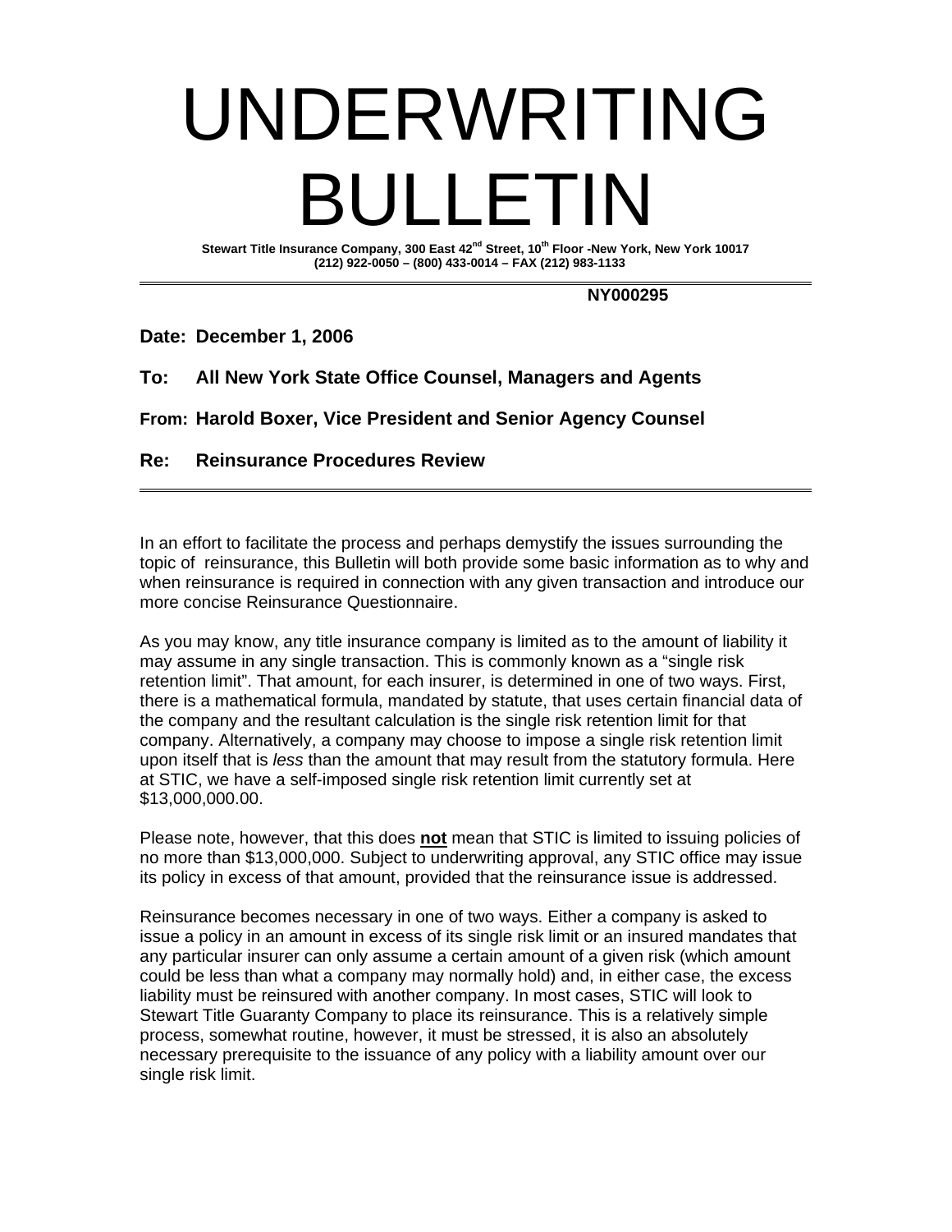# UNDERWRITING BULLETIN

**Stewart Title Insurance Company, 300 East 42nd Street, 10th Floor -New York, New York 10017**
**(212) 922-0050 – (800) 433-0014 – FAX (212) 983-1133**

---

**NY000295**

**Date: December 1, 2006**

**To: All New York State Office Counsel, Managers and Agents**

**From: Harold Boxer, Vice President and Senior Agency Counsel**

**Re: Reinsurance Procedures Review**

---

In an effort to facilitate the process and perhaps demystify the issues surrounding the topic of reinsurance, this Bulletin will both provide some basic information as to why and when reinsurance is required in connection with any given transaction and introduce our more concise Reinsurance Questionnaire.

As you may know, any title insurance company is limited as to the amount of liability it may assume in any single transaction. This is commonly known as a "single risk retention limit". That amount, for each insurer, is determined in one of two ways. First, there is a mathematical formula, mandated by statute, that uses certain financial data of the company and the resultant calculation is the single risk retention limit for that company. Alternatively, a company may choose to impose a single risk retention limit upon itself that is *less* than the amount that may result from the statutory formula. Here at STIC, we have a self-imposed single risk retention limit currently set at $13,000,000.00.

Please note, however, that this does **<u>not</u>** mean that STIC is limited to issuing policies of no more than $13,000,000. Subject to underwriting approval, any STIC office may issue its policy in excess of that amount, provided that the reinsurance issue is addressed.

Reinsurance becomes necessary in one of two ways. Either a company is asked to issue a policy in an amount in excess of its single risk limit or an insured mandates that any particular insurer can only assume a certain amount of a given risk (which amount could be less than what a company may normally hold) and, in either case, the excess liability must be reinsured with another company. In most cases, STIC will look to Stewart Title Guaranty Company to place its reinsurance. This is a relatively simple process, somewhat routine, however, it must be stressed, it is also an absolutely necessary prerequisite to the issuance of any policy with a liability amount over our single risk limit.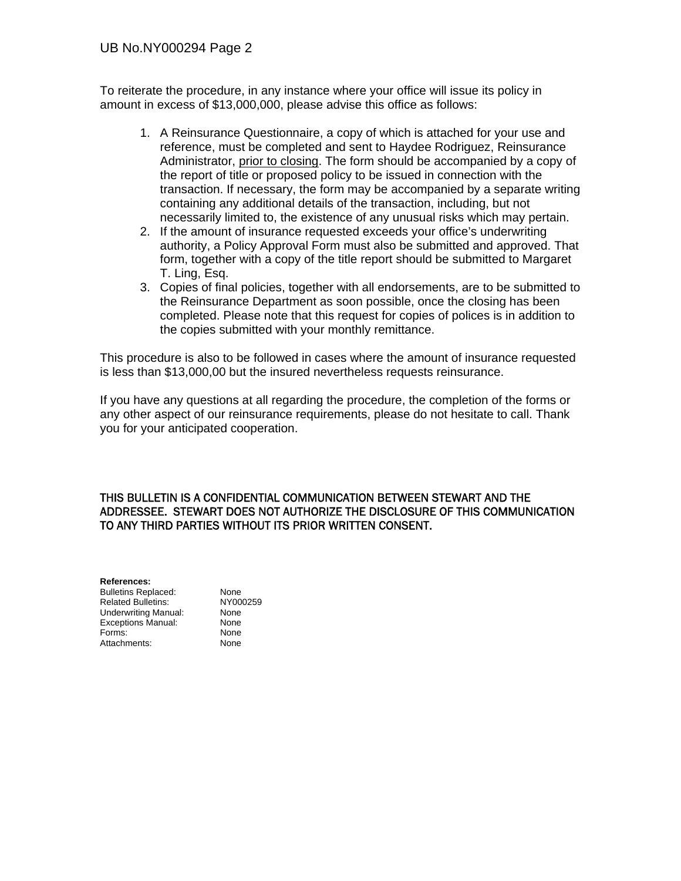To reiterate the procedure, in any instance where your office will issue its policy in amount in excess of $13,000,000, please advise this office as follows:

1. A Reinsurance Questionnaire, a copy of which is attached for your use and reference, must be completed and sent to Haydee Rodriguez, Reinsurance Administrator, <u>prior to closing</u>. The form should be accompanied by a copy of the report of title or proposed policy to be issued in connection with the transaction. If necessary, the form may be accompanied by a separate writing containing any additional details of the transaction, including, but not necessarily limited to, the existence of any unusual risks which may pertain.
2. If the amount of insurance requested exceeds your office's underwriting authority, a Policy Approval Form must also be submitted and approved. That form, together with a copy of the title report should be submitted to Margaret T. Ling, Esq.
3. Copies of final policies, together with all endorsements, are to be submitted to the Reinsurance Department as soon possible, once the closing has been completed. Please note that this request for copies of polices is in addition to the copies submitted with your monthly remittance.

This procedure is also to be followed in cases where the amount of insurance requested is less than $13,000,00 but the insured nevertheless requests reinsurance.

If you have any questions at all regarding the procedure, the completion of the forms or any other aspect of our reinsurance requirements, please do not hesitate to call. Thank you for your anticipated cooperation.

THIS BULLETIN IS A CONFIDENTIAL COMMUNICATION BETWEEN STEWART AND THE ADDRESSEE. STEWART DOES NOT AUTHORIZE THE DISCLOSURE OF THIS COMMUNICATION TO ANY THIRD PARTIES WITHOUT ITS PRIOR WRITTEN CONSENT.

**References:**

| | |
|---|---|
| Bulletins Replaced: | None |
| Related Bulletins: | NY000259 |
| Underwriting Manual: | None |
| Exceptions Manual: | None |
| Forms: | None |
| Attachments: | None |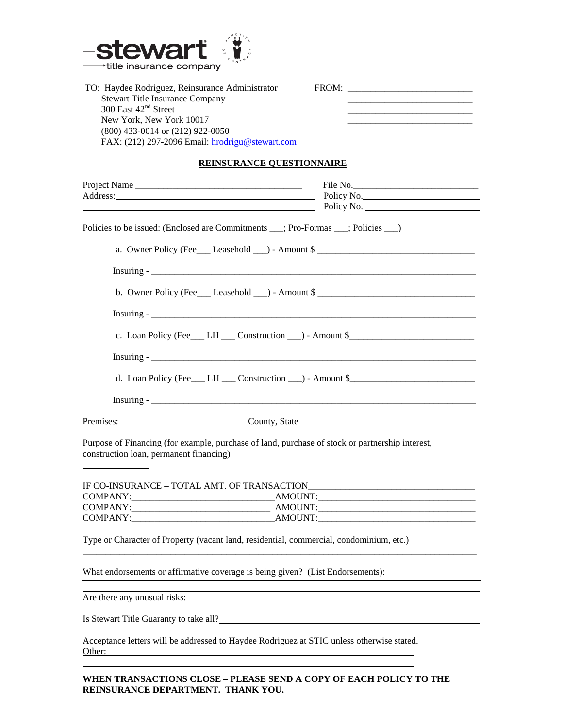stewart title insurance company

TO: Haydee Rodriguez, Reinsurance Administrator
Stewart Title Insurance Company
300 East 42nd Street
New York, New York 10017
(800) 433-0014 or (212) 922-0050
FAX: (212) 297-2096 Email: hrodrigu@stewart.com

FROM: ___________________________
___________________________
___________________________
___________________________

## REINSURANCE QUESTIONNAIRE

Project Name ____________________________________ File No.___________________________
Address:_____________________________________________ Policy No.__________________________
_____________________________________________ Policy No. __________________________

Policies to be issued: (Enclosed are Commitments ___; Pro-Formas ___; Policies ___)

a. Owner Policy (Fee___ Leasehold ___) - Amount $ __________________________________

Insuring - ________________________________________________________________________

b. Owner Policy (Fee___ Leasehold ___) - Amount $ __________________________________

Insuring - ________________________________________________________________________

c. Loan Policy (Fee___ LH ___ Construction ___) - Amount $___________________________

Insuring - ________________________________________________________________________

d. Loan Policy (Fee___ LH ___ Construction ___) - Amount $___________________________

Insuring - ________________________________________________________________________

Premises:____________________________County, State ____________________________________

Purpose of Financing (for example, purchase of land, purchase of stock or partnership interest, construction loan, permanent financing)_____________________________________________

_______________

IF CO-INSURANCE – TOTAL AMT. OF TRANSACTION____________________________________
COMPANY:______________________________AMOUNT:__________________________________
COMPANY:______________________________ AMOUNT:__________________________________
COMPANY:______________________________AMOUNT:__________________________________

Type or Character of Property (vacant land, residential, commercial, condominium, etc.)
_____________________________________________________________________________________

What endorsements or affirmative coverage is being given? (List Endorsements):
_____________________________________________________________________________________

Are there any unusual risks:__________________________________________________________

Is Stewart Title Guaranty to take all?__________________________________________________

Acceptance letters will be addressed to Haydee Rodriguez at STIC unless otherwise stated.
Other:_______________________________________________________________________________
_____________________________________________________________________________________

**WHEN TRANSACTIONS CLOSE – PLEASE SEND A COPY OF EACH POLICY TO THE REINSURANCE DEPARTMENT. THANK YOU.**